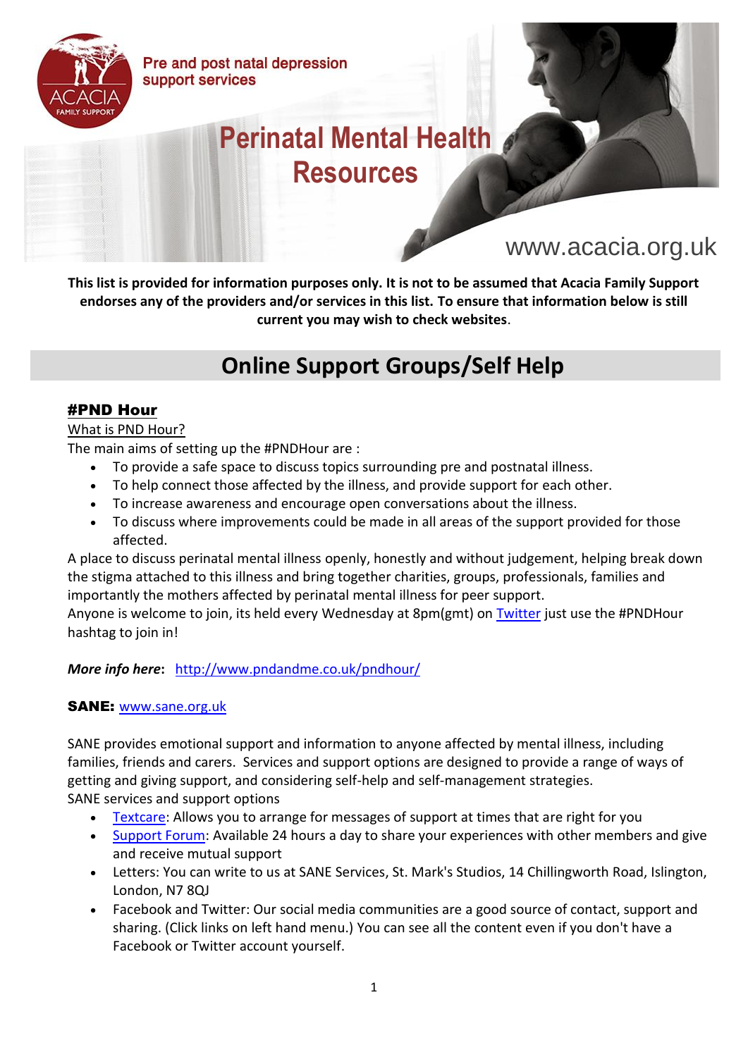Pre and post natal depression support services

# Perinatal Mental Health Resources

www.acacia.org.uk

**This list is provided for information purposes only. It is not to be assumed that Acacia Family Support endorses any of the providers and/or services in this list. To ensure that information below is still current you may wish to check websites.**

## Online Support Groups/Self Help

### #PND Hour

What is PND Hour?

The main aims of setting up the #PNDHour are :

- To provide a safe space to discuss topics surrounding pre and postnatal illness.
- To help connect those affected by the illness, and provide support for each other.
- To increase awareness and encourage open conversations about the illness.
- To discuss where improvements could be made in all areas of the support provided for those affected.

A place to discuss perinatal mental illness openly, honestly and without judgement, helping break down the stigma attached to this illness and bring together charities, groups, professionals, families and importantly the mothers affected by perinatal mental illness for peer support.

Anyone is welcome to join, its held every Wednesday at 8pm(gmt) on Twitter just use the #PNDHour hashtag to join in!

***More info here*:** http://www.pndandme.co.uk/pndhour/

**SANE:** www.sane.org.uk

SANE provides emotional support and information to anyone affected by mental illness, including families, friends and carers. Services and support options are designed to provide a range of ways of getting and giving support, and considering self-help and self-management strategies.

SANE services and support options

- Textcare: Allows you to arrange for messages of support at times that are right for you
- Support Forum: Available 24 hours a day to share your experiences with other members and give and receive mutual support
- Letters: You can write to us at SANE Services, St. Mark's Studios, 14 Chillingworth Road, Islington, London, N7 8QJ
- Facebook and Twitter: Our social media communities are a good source of contact, support and sharing. (Click links on left hand menu.) You can see all the content even if you don't have a Facebook or Twitter account yourself.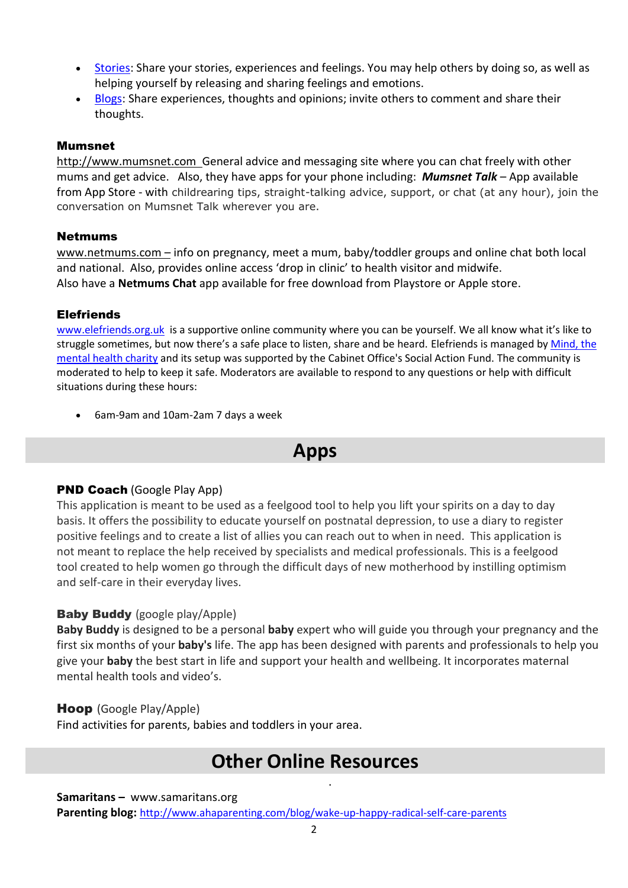- [Stories](#): Share your stories, experiences and feelings. You may help others by doing so, as well as helping yourself by releasing and sharing feelings and emotions.
- [Blogs](#): Share experiences, thoughts and opinions; invite others to comment and share their thoughts.

### Mumsnet

http://www.mumsnet.com General advice and messaging site where you can chat freely with other mums and get advice. Also, they have apps for your phone including: ***Mumsnet Talk*** – App available from App Store - with childrearing tips, straight-talking advice, support, or chat (at any hour), join the conversation on Mumsnet Talk wherever you are.

### Netmums

www.netmums.com – info on pregnancy, meet a mum, baby/toddler groups and online chat both local and national. Also, provides online access 'drop in clinic' to health visitor and midwife.
Also have a **Netmums Chat** app available for free download from Playstore or Apple store.

### Elefriends

www.elefriends.org.uk is a supportive online community where you can be yourself. We all know what it's like to struggle sometimes, but now there's a safe place to listen, share and be heard. Elefriends is managed by Mind, the mental health charity and its setup was supported by the Cabinet Office's Social Action Fund. The community is moderated to help to keep it safe. Moderators are available to respond to any questions or help with difficult situations during these hours:

- 6am-9am and 10am-2am 7 days a week

## Apps

**PND Coach** (Google Play App)
This application is meant to be used as a feelgood tool to help you lift your spirits on a day to day basis. It offers the possibility to educate yourself on postnatal depression, to use a diary to register positive feelings and to create a list of allies you can reach out to when in need. This application is not meant to replace the help received by specialists and medical professionals. This is a feelgood tool created to help women go through the difficult days of new motherhood by instilling optimism and self-care in their everyday lives.

**Baby Buddy** (google play/Apple)
**Baby Buddy** is designed to be a personal **baby** expert who will guide you through your pregnancy and the first six months of your **baby's** life. The app has been designed with parents and professionals to help you give your **baby** the best start in life and support your health and wellbeing. It incorporates maternal mental health tools and video's.

**Hoop** (Google Play/Apple)
Find activities for parents, babies and toddlers in your area.

## Other Online Resources

**Samaritans –** www.samaritans.org
**Parenting blog:** http://www.ahaparenting.com/blog/wake-up-happy-radical-self-care-parents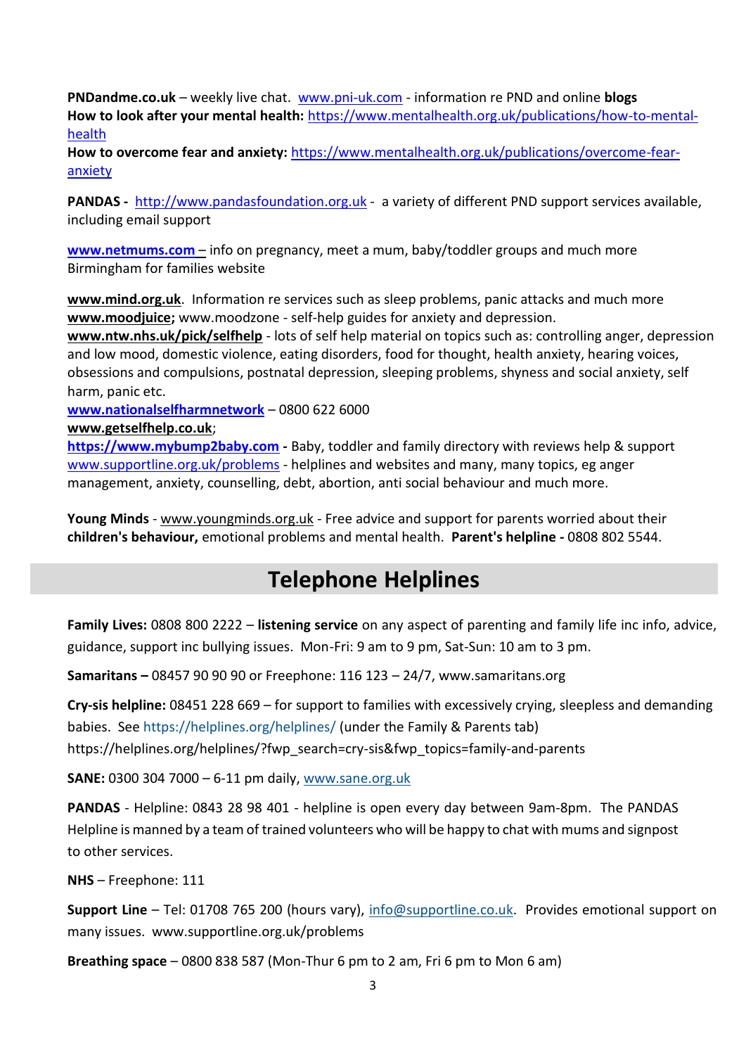**PNDandme.co.uk** – weekly live chat. www.pni-uk.com - information re PND and online **blogs**
**How to look after your mental health:** https://www.mentalhealth.org.uk/publications/how-to-mental-health
**How to overcome fear and anxiety:** https://www.mentalhealth.org.uk/publications/overcome-fear-anxiety

**PANDAS -** http://www.pandasfoundation.org.uk - a variety of different PND support services available, including email support

**www.netmums.com** – info on pregnancy, meet a mum, baby/toddler groups and much more
Birmingham for families website

**www.mind.org.uk**. Information re services such as sleep problems, panic attacks and much more
**www.moodjuice;** www.moodzone - self-help guides for anxiety and depression.
**www.ntw.nhs.uk/pick/selfhelp** - lots of self help material on topics such as: controlling anger, depression and low mood, domestic violence, eating disorders, food for thought, health anxiety, hearing voices, obsessions and compulsions, postnatal depression, sleeping problems, shyness and social anxiety, self harm, panic etc.
**www.nationalselfharmnetwork** – 0800 622 6000
**www.getselfhelp.co.uk**;
**https://www.mybump2baby.com -** Baby, toddler and family directory with reviews help & support
www.supportline.org.uk/problems - helplines and websites and many, many topics, eg anger management, anxiety, counselling, debt, abortion, anti social behaviour and much more.

**Young Minds** - www.youngminds.org.uk - Free advice and support for parents worried about their **children's behaviour,** emotional problems and mental health. **Parent's helpline -** 0808 802 5544.

# Telephone Helplines

**Family Lives:** 0808 800 2222 – **listening service** on any aspect of parenting and family life inc info, advice, guidance, support inc bullying issues. Mon-Fri: 9 am to 9 pm, Sat-Sun: 10 am to 3 pm.

**Samaritans –** 08457 90 90 90 or Freephone: 116 123 – 24/7, www.samaritans.org

**Cry-sis helpline:** 08451 228 669 – for support to families with excessively crying, sleepless and demanding babies. See https://helplines.org/helplines/ (under the Family & Parents tab)
https://helplines.org/helplines/?fwp_search=cry-sis&fwp_topics=family-and-parents

**SANE:** 0300 304 7000 – 6-11 pm daily, www.sane.org.uk

**PANDAS** - Helpline: 0843 28 98 401 - helpline is open every day between 9am-8pm. The PANDAS Helpline is manned by a team of trained volunteers who will be happy to chat with mums and signpost to other services.

**NHS** – Freephone: 111

**Support Line** – Tel: 01708 765 200 (hours vary), info@supportline.co.uk. Provides emotional support on many issues. www.supportline.org.uk/problems

**Breathing space** – 0800 838 587 (Mon-Thur 6 pm to 2 am, Fri 6 pm to Mon 6 am)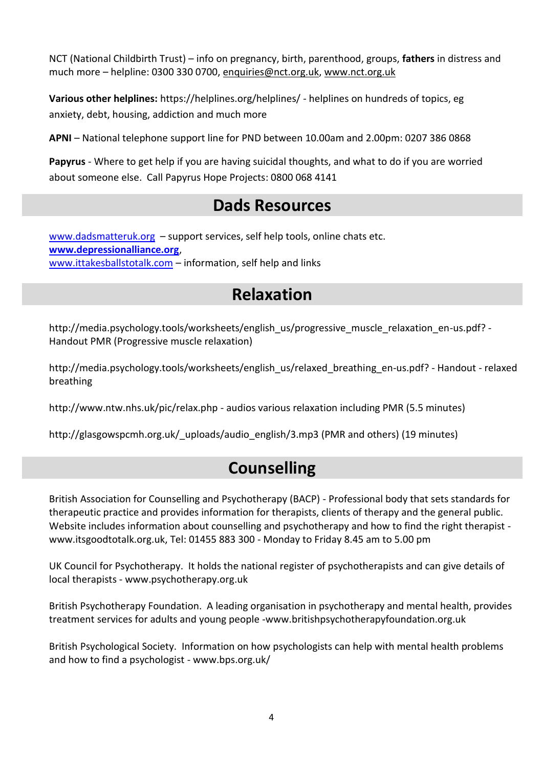NCT (National Childbirth Trust) – info on pregnancy, birth, parenthood, groups, **fathers** in distress and much more – helpline: 0300 330 0700, enquiries@nct.org.uk, www.nct.org.uk

**Various other helplines:** https://helplines.org/helplines/ - helplines on hundreds of topics, eg anxiety, debt, housing, addiction and much more

**APNI** – National telephone support line for PND between 10.00am and 2.00pm: 0207 386 0868

**Papyrus** - Where to get help if you are having suicidal thoughts, and what to do if you are worried about someone else. Call Papyrus Hope Projects: 0800 068 4141

## Dads Resources

www.dadsmatteruk.org – support services, self help tools, online chats etc.
**www.depressionalliance.org**,
www.ittakesballstotalk.com – information, self help and links

## Relaxation

http://media.psychology.tools/worksheets/english_us/progressive_muscle_relaxation_en-us.pdf? - Handout PMR (Progressive muscle relaxation)

http://media.psychology.tools/worksheets/english_us/relaxed_breathing_en-us.pdf? - Handout - relaxed breathing

http://www.ntw.nhs.uk/pic/relax.php - audios various relaxation including PMR (5.5 minutes)

http://glasgowspcmh.org.uk/_uploads/audio_english/3.mp3 (PMR and others) (19 minutes)

## Counselling

British Association for Counselling and Psychotherapy (BACP) - Professional body that sets standards for therapeutic practice and provides information for therapists, clients of therapy and the general public. Website includes information about counselling and psychotherapy and how to find the right therapist - www.itsgoodtotalk.org.uk, Tel: 01455 883 300 - Monday to Friday 8.45 am to 5.00 pm

UK Council for Psychotherapy. It holds the national register of psychotherapists and can give details of local therapists - www.psychotherapy.org.uk

British Psychotherapy Foundation. A leading organisation in psychotherapy and mental health, provides treatment services for adults and young people -www.britishpsychotherapyfoundation.org.uk

British Psychological Society. Information on how psychologists can help with mental health problems and how to find a psychologist - www.bps.org.uk/